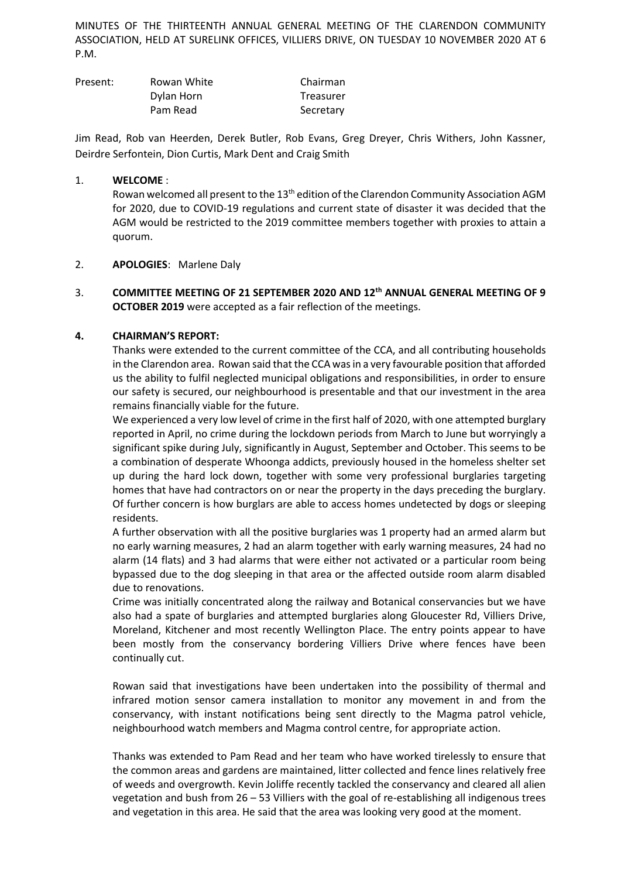MINUTES OF THE THIRTEENTH ANNUAL GENERAL MEETING OF THE CLARENDON COMMUNITY ASSOCIATION, HELD AT SURELINK OFFICES, VILLIERS DRIVE, ON TUESDAY 10 NOVEMBER 2020 AT 6 P.M.

| Present: | Rowan White | Chairman |
|---|---|---|
| | Dylan Horn | Treasurer |
| | Pam Read | Secretary |

Jim Read, Rob van Heerden, Derek Butler, Rob Evans, Greg Dreyer, Chris Withers, John Kassner, Deirdre Serfontein, Dion Curtis, Mark Dent and Craig Smith

1. **WELCOME** :
   Rowan welcomed all present to the 13th edition of the Clarendon Community Association AGM for 2020, due to COVID-19 regulations and current state of disaster it was decided that the AGM would be restricted to the 2019 committee members together with proxies to attain a quorum.

2. **APOLOGIES**: Marlene Daly

3. **COMMITTEE MEETING OF 21 SEPTEMBER 2020 AND 12th ANNUAL GENERAL MEETING OF 9 OCTOBER 2019** were accepted as a fair reflection of the meetings.

4. **CHAIRMAN'S REPORT:**
   Thanks were extended to the current committee of the CCA, and all contributing households in the Clarendon area. Rowan said that the CCA was in a very favourable position that afforded us the ability to fulfil neglected municipal obligations and responsibilities, in order to ensure our safety is secured, our neighbourhood is presentable and that our investment in the area remains financially viable for the future.

   We experienced a very low level of crime in the first half of 2020, with one attempted burglary reported in April, no crime during the lockdown periods from March to June but worryingly a significant spike during July, significantly in August, September and October. This seems to be a combination of desperate Whoonga addicts, previously housed in the homeless shelter set up during the hard lock down, together with some very professional burglaries targeting homes that have had contractors on or near the property in the days preceding the burglary. Of further concern is how burglars are able to access homes undetected by dogs or sleeping residents.

   A further observation with all the positive burglaries was 1 property had an armed alarm but no early warning measures, 2 had an alarm together with early warning measures, 24 had no alarm (14 flats) and 3 had alarms that were either not activated or a particular room being bypassed due to the dog sleeping in that area or the affected outside room alarm disabled due to renovations.

   Crime was initially concentrated along the railway and Botanical conservancies but we have also had a spate of burglaries and attempted burglaries along Gloucester Rd, Villiers Drive, Moreland, Kitchener and most recently Wellington Place. The entry points appear to have been mostly from the conservancy bordering Villiers Drive where fences have been continually cut.

   Rowan said that investigations have been undertaken into the possibility of thermal and infrared motion sensor camera installation to monitor any movement in and from the conservancy, with instant notifications being sent directly to the Magma patrol vehicle, neighbourhood watch members and Magma control centre, for appropriate action.

   Thanks was extended to Pam Read and her team who have worked tirelessly to ensure that the common areas and gardens are maintained, litter collected and fence lines relatively free of weeds and overgrowth. Kevin Joliffe recently tackled the conservancy and cleared all alien vegetation and bush from 26 – 53 Villiers with the goal of re-establishing all indigenous trees and vegetation in this area. He said that the area was looking very good at the moment.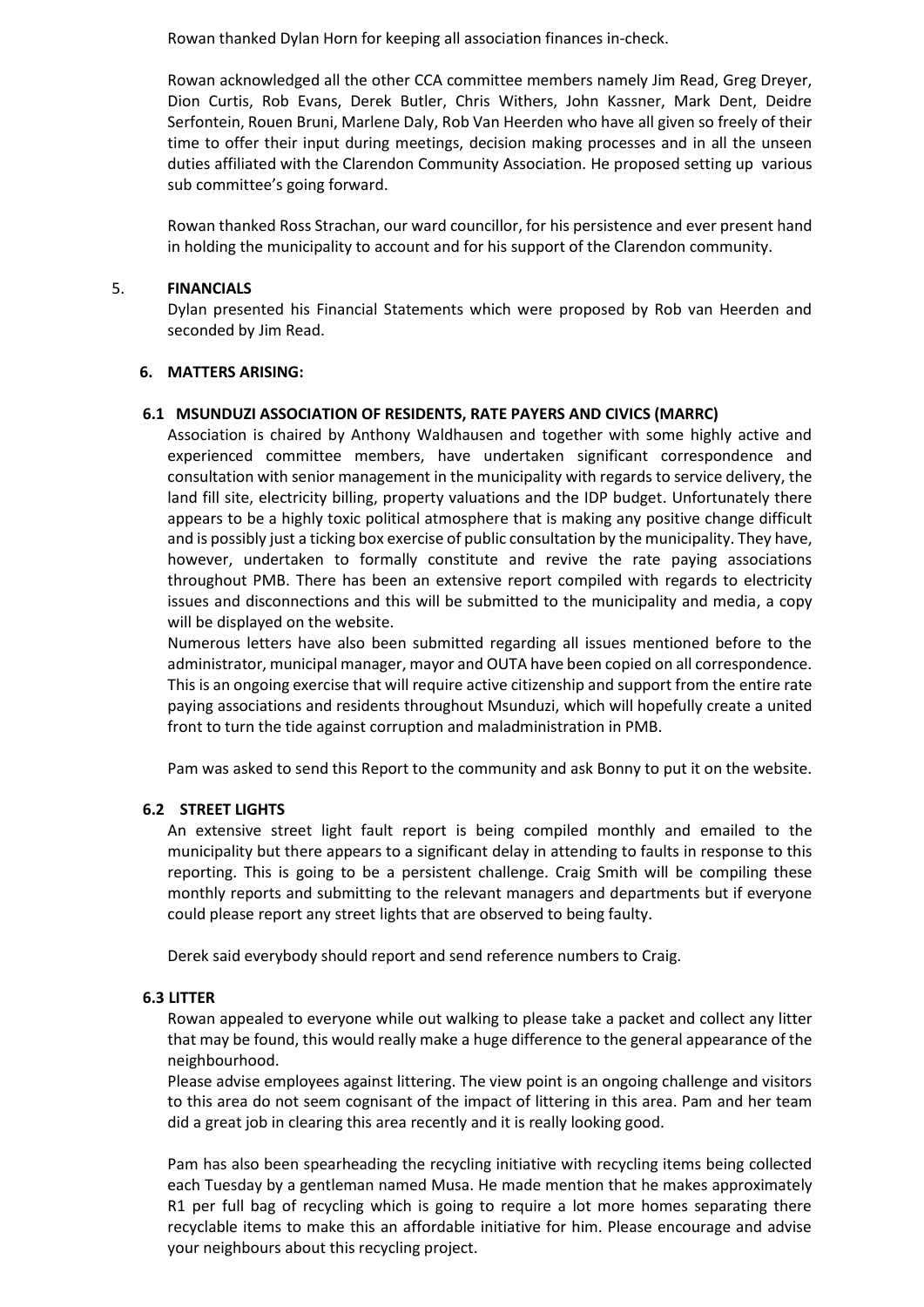Rowan thanked Dylan Horn for keeping all association finances in-check.

Rowan acknowledged all the other CCA committee members namely Jim Read, Greg Dreyer, Dion Curtis, Rob Evans, Derek Butler, Chris Withers, John Kassner, Mark Dent, Deidre Serfontein, Rouen Bruni, Marlene Daly, Rob Van Heerden who have all given so freely of their time to offer their input during meetings, decision making processes and in all the unseen duties affiliated with the Clarendon Community Association. He proposed setting up various sub committee's going forward.

Rowan thanked Ross Strachan, our ward councillor, for his persistence and ever present hand in holding the municipality to account and for his support of the Clarendon community.

## 5. FINANCIALS

Dylan presented his Financial Statements which were proposed by Rob van Heerden and seconded by Jim Read.

## 6. MATTERS ARISING:

### 6.1 MSUNDUZI ASSOCIATION OF RESIDENTS, RATE PAYERS AND CIVICS (MARRC)

Association is chaired by Anthony Waldhausen and together with some highly active and experienced committee members, have undertaken significant correspondence and consultation with senior management in the municipality with regards to service delivery, the land fill site, electricity billing, property valuations and the IDP budget. Unfortunately there appears to be a highly toxic political atmosphere that is making any positive change difficult and is possibly just a ticking box exercise of public consultation by the municipality. They have, however, undertaken to formally constitute and revive the rate paying associations throughout PMB. There has been an extensive report compiled with regards to electricity issues and disconnections and this will be submitted to the municipality and media, a copy will be displayed on the website.

Numerous letters have also been submitted regarding all issues mentioned before to the administrator, municipal manager, mayor and OUTA have been copied on all correspondence. This is an ongoing exercise that will require active citizenship and support from the entire rate paying associations and residents throughout Msunduzi, which will hopefully create a united front to turn the tide against corruption and maladministration in PMB.

Pam was asked to send this Report to the community and ask Bonny to put it on the website.

### 6.2 STREET LIGHTS

An extensive street light fault report is being compiled monthly and emailed to the municipality but there appears to a significant delay in attending to faults in response to this reporting. This is going to be a persistent challenge. Craig Smith will be compiling these monthly reports and submitting to the relevant managers and departments but if everyone could please report any street lights that are observed to being faulty.

Derek said everybody should report and send reference numbers to Craig.

### 6.3 LITTER

Rowan appealed to everyone while out walking to please take a packet and collect any litter that may be found, this would really make a huge difference to the general appearance of the neighbourhood.

Please advise employees against littering. The view point is an ongoing challenge and visitors to this area do not seem cognisant of the impact of littering in this area. Pam and her team did a great job in clearing this area recently and it is really looking good.

Pam has also been spearheading the recycling initiative with recycling items being collected each Tuesday by a gentleman named Musa. He made mention that he makes approximately R1 per full bag of recycling which is going to require a lot more homes separating there recyclable items to make this an affordable initiative for him. Please encourage and advise your neighbours about this recycling project.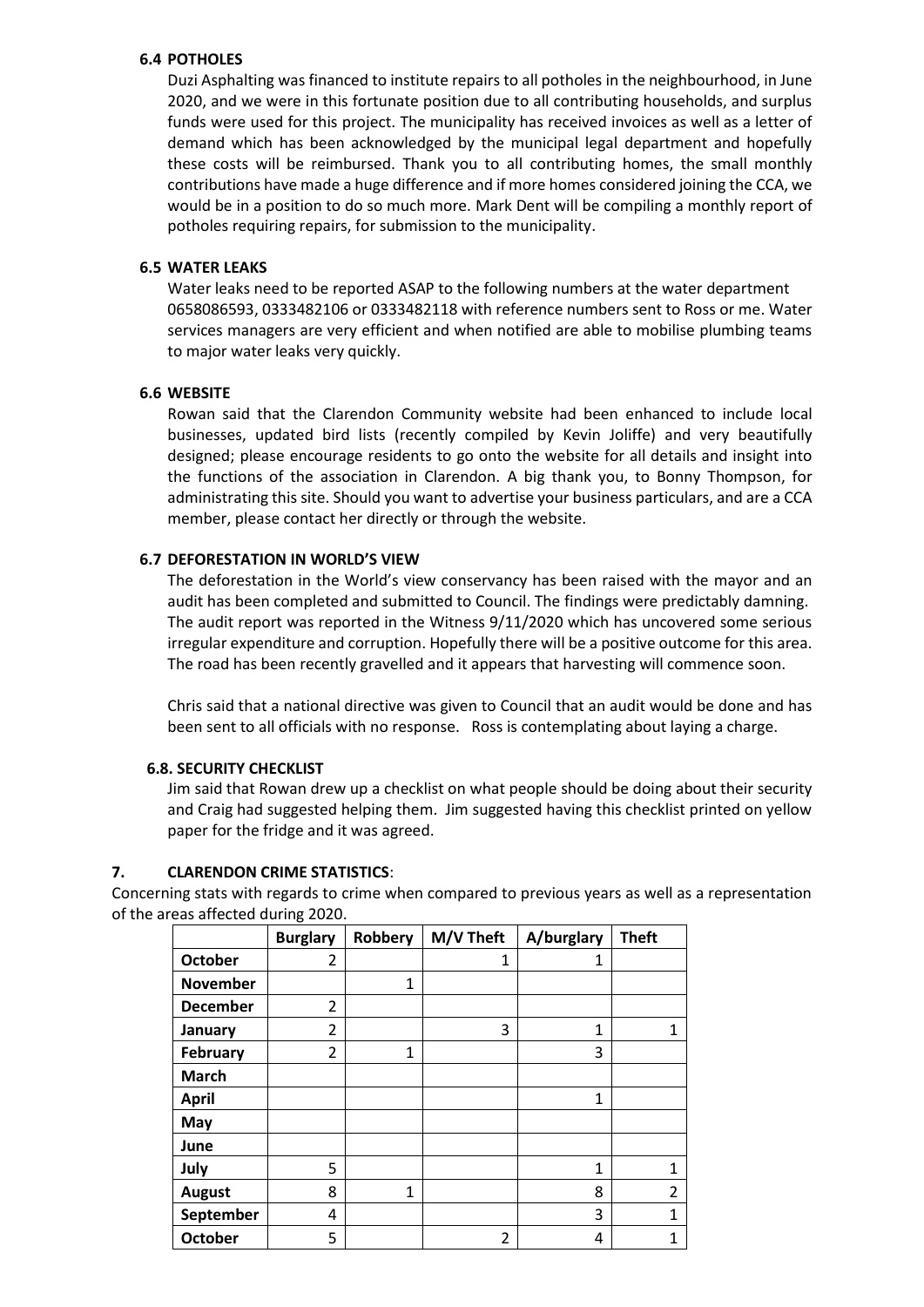### 6.4 POTHOLES

Duzi Asphalting was financed to institute repairs to all potholes in the neighbourhood, in June 2020, and we were in this fortunate position due to all contributing households, and surplus funds were used for this project. The municipality has received invoices as well as a letter of demand which has been acknowledged by the municipal legal department and hopefully these costs will be reimbursed. Thank you to all contributing homes, the small monthly contributions have made a huge difference and if more homes considered joining the CCA, we would be in a position to do so much more. Mark Dent will be compiling a monthly report of potholes requiring repairs, for submission to the municipality.

### 6.5 WATER LEAKS

Water leaks need to be reported ASAP to the following numbers at the water department 0658086593, 0333482106 or 0333482118 with reference numbers sent to Ross or me. Water services managers are very efficient and when notified are able to mobilise plumbing teams to major water leaks very quickly.

### 6.6 WEBSITE

Rowan said that the Clarendon Community website had been enhanced to include local businesses, updated bird lists (recently compiled by Kevin Joliffe) and very beautifully designed; please encourage residents to go onto the website for all details and insight into the functions of the association in Clarendon. A big thank you, to Bonny Thompson, for administrating this site. Should you want to advertise your business particulars, and are a CCA member, please contact her directly or through the website.

### 6.7 DEFORESTATION IN WORLD'S VIEW

The deforestation in the World's view conservancy has been raised with the mayor and an audit has been completed and submitted to Council. The findings were predictably damning. The audit report was reported in the Witness 9/11/2020 which has uncovered some serious irregular expenditure and corruption. Hopefully there will be a positive outcome for this area. The road has been recently gravelled and it appears that harvesting will commence soon.

Chris said that a national directive was given to Council that an audit would be done and has been sent to all officials with no response. Ross is contemplating about laying a charge.

### 6.8. SECURITY CHECKLIST

Jim said that Rowan drew up a checklist on what people should be doing about their security and Craig had suggested helping them. Jim suggested having this checklist printed on yellow paper for the fridge and it was agreed.

## 7. CLARENDON CRIME STATISTICS:

Concerning stats with regards to crime when compared to previous years as well as a representation of the areas affected during 2020.

| | Burglary | Robbery | M/V Theft | A/burglary | Theft |
|---|---|---|---|---|---|
| **October** | 2 | | 1 | 1 | |
| **November** | | 1 | | | |
| **December** | 2 | | | | |
| **January** | 2 | | 3 | 1 | 1 |
| **February** | 2 | 1 | | 3 | |
| **March** | | | | | |
| **April** | | | | 1 | |
| **May** | | | | | |
| **June** | | | | | |
| **July** | 5 | | | 1 | 1 |
| **August** | 8 | 1 | | 8 | 2 |
| **September** | 4 | | | 3 | 1 |
| **October** | 5 | | 2 | 4 | 1 |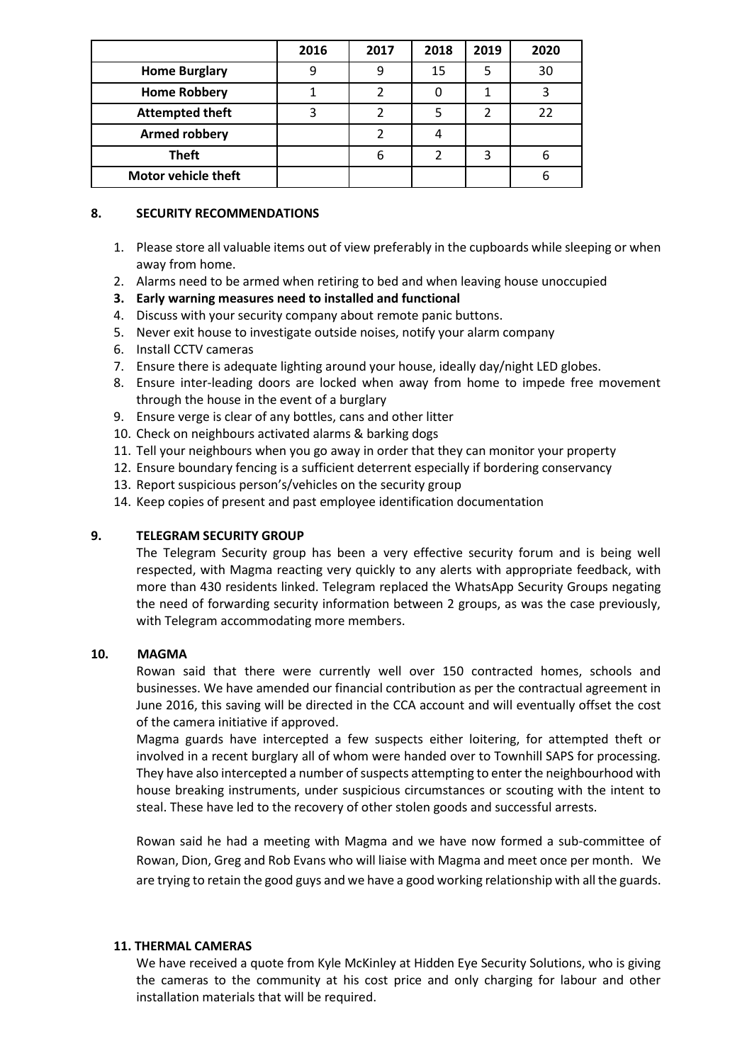| | 2016 | 2017 | 2018 | 2019 | 2020 |
|---|---|---|---|---|---|
| **Home Burglary** | 9 | 9 | 15 | 5 | 30 |
| **Home Robbery** | 1 | 2 | 0 | 1 | 3 |
| **Attempted theft** | 3 | 2 | 5 | 2 | 22 |
| **Armed robbery** | | 2 | 4 | | |
| **Theft** | | 6 | 2 | 3 | 6 |
| **Motor vehicle theft** | | | | | 6 |

## 8. SECURITY RECOMMENDATIONS

1. Please store all valuable items out of view preferably in the cupboards while sleeping or when away from home.
2. Alarms need to be armed when retiring to bed and when leaving house unoccupied
3. **Early warning measures need to installed and functional**
4. Discuss with your security company about remote panic buttons.
5. Never exit house to investigate outside noises, notify your alarm company
6. Install CCTV cameras
7. Ensure there is adequate lighting around your house, ideally day/night LED globes.
8. Ensure inter-leading doors are locked when away from home to impede free movement through the house in the event of a burglary
9. Ensure verge is clear of any bottles, cans and other litter
10. Check on neighbours activated alarms & barking dogs
11. Tell your neighbours when you go away in order that they can monitor your property
12. Ensure boundary fencing is a sufficient deterrent especially if bordering conservancy
13. Report suspicious person's/vehicles on the security group
14. Keep copies of present and past employee identification documentation

## 9. TELEGRAM SECURITY GROUP

The Telegram Security group has been a very effective security forum and is being well respected, with Magma reacting very quickly to any alerts with appropriate feedback, with more than 430 residents linked. Telegram replaced the WhatsApp Security Groups negating the need of forwarding security information between 2 groups, as was the case previously, with Telegram accommodating more members.

## 10. MAGMA

Rowan said that there were currently well over 150 contracted homes, schools and businesses. We have amended our financial contribution as per the contractual agreement in June 2016, this saving will be directed in the CCA account and will eventually offset the cost of the camera initiative if approved.

Magma guards have intercepted a few suspects either loitering, for attempted theft or involved in a recent burglary all of whom were handed over to Townhill SAPS for processing. They have also intercepted a number of suspects attempting to enter the neighbourhood with house breaking instruments, under suspicious circumstances or scouting with the intent to steal. These have led to the recovery of other stolen goods and successful arrests.

Rowan said he had a meeting with Magma and we have now formed a sub-committee of Rowan, Dion, Greg and Rob Evans who will liaise with Magma and meet once per month. We are trying to retain the good guys and we have a good working relationship with all the guards.

## 11. THERMAL CAMERAS

We have received a quote from Kyle McKinley at Hidden Eye Security Solutions, who is giving the cameras to the community at his cost price and only charging for labour and other installation materials that will be required.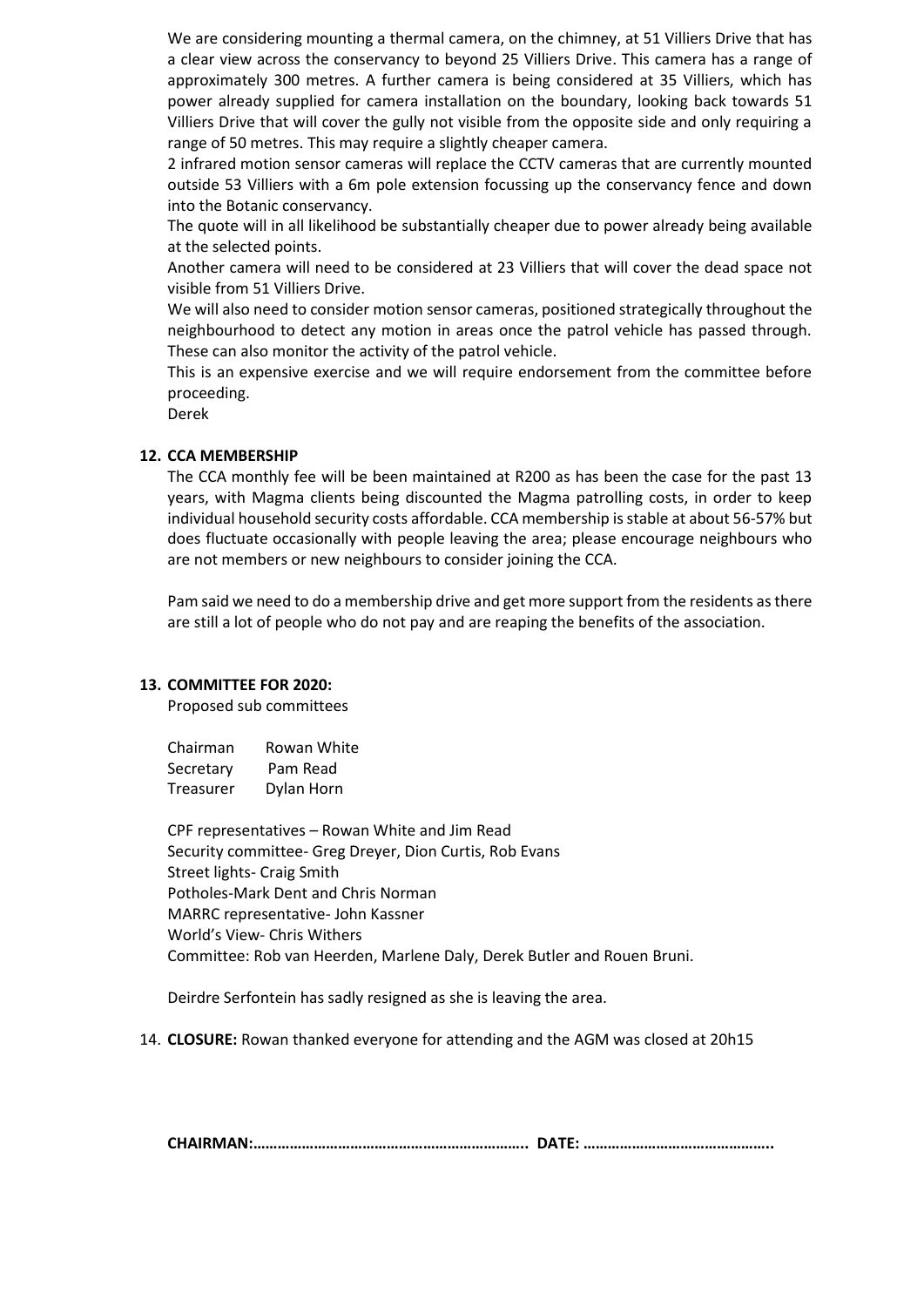We are considering mounting a thermal camera, on the chimney, at 51 Villiers Drive that has a clear view across the conservancy to beyond 25 Villiers Drive. This camera has a range of approximately 300 metres. A further camera is being considered at 35 Villiers, which has power already supplied for camera installation on the boundary, looking back towards 51 Villiers Drive that will cover the gully not visible from the opposite side and only requiring a range of 50 metres. This may require a slightly cheaper camera.

2 infrared motion sensor cameras will replace the CCTV cameras that are currently mounted outside 53 Villiers with a 6m pole extension focussing up the conservancy fence and down into the Botanic conservancy.

The quote will in all likelihood be substantially cheaper due to power already being available at the selected points.

Another camera will need to be considered at 23 Villiers that will cover the dead space not visible from 51 Villiers Drive.

We will also need to consider motion sensor cameras, positioned strategically throughout the neighbourhood to detect any motion in areas once the patrol vehicle has passed through. These can also monitor the activity of the patrol vehicle.

This is an expensive exercise and we will require endorsement from the committee before proceeding.

Derek

**12. CCA MEMBERSHIP**

The CCA monthly fee will be been maintained at R200 as has been the case for the past 13 years, with Magma clients being discounted the Magma patrolling costs, in order to keep individual household security costs affordable. CCA membership is stable at about 56-57% but does fluctuate occasionally with people leaving the area; please encourage neighbours who are not members or new neighbours to consider joining the CCA.

Pam said we need to do a membership drive and get more support from the residents as there are still a lot of people who do not pay and are reaping the benefits of the association.

**13. COMMITTEE FOR 2020:**

Proposed sub committees

Chairman Rowan White
Secretary Pam Read
Treasurer Dylan Horn

CPF representatives – Rowan White and Jim Read
Security committee- Greg Dreyer, Dion Curtis, Rob Evans
Street lights- Craig Smith
Potholes-Mark Dent and Chris Norman
MARRC representative- John Kassner
World's View- Chris Withers
Committee: Rob van Heerden, Marlene Daly, Derek Butler and Rouen Bruni.

Deirdre Serfontein has sadly resigned as she is leaving the area.

14. **CLOSURE:** Rowan thanked everyone for attending and the AGM was closed at 20h15

**CHAIRMAN:………………………………………………………….. DATE: ………………………………………..**